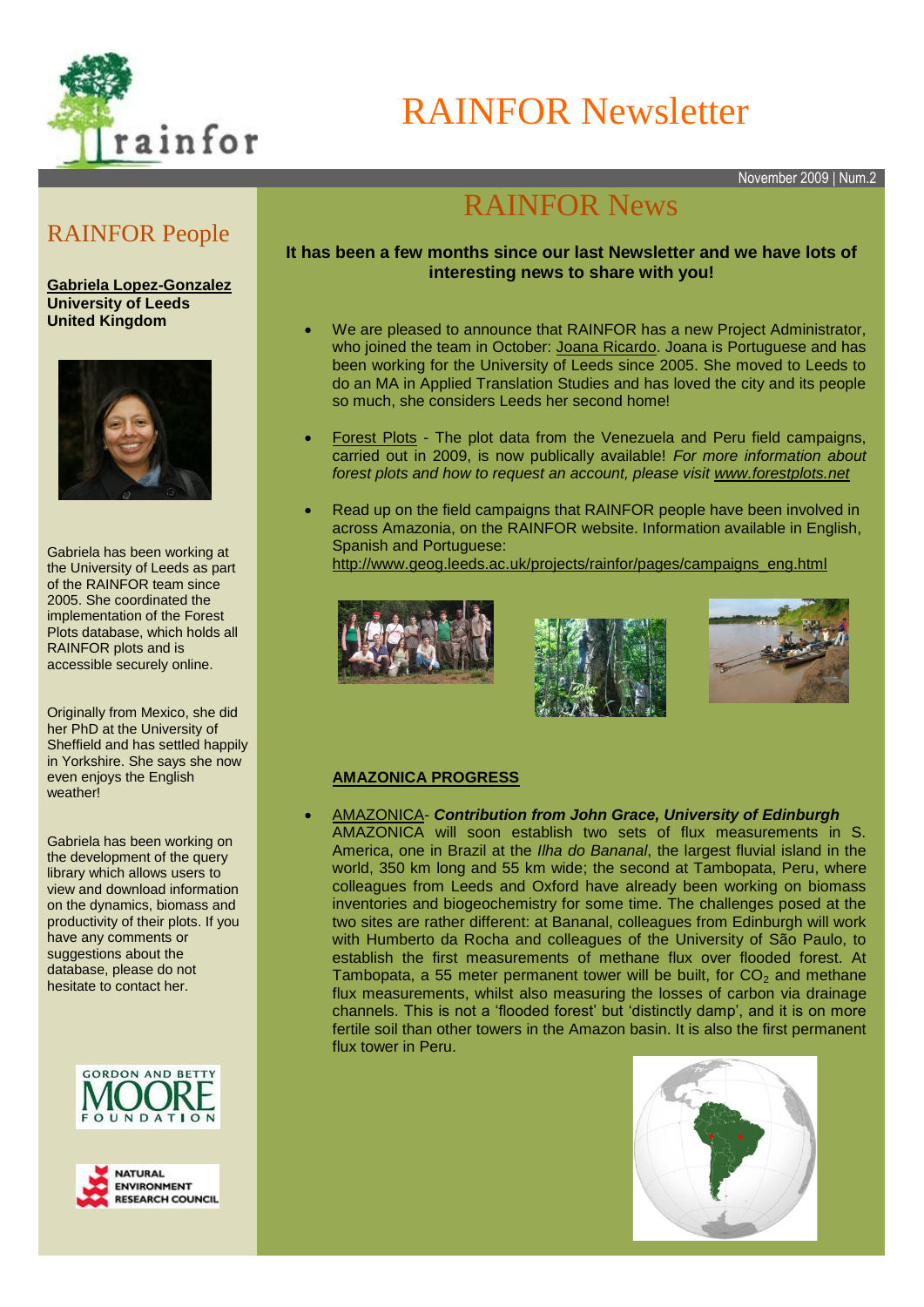# RAINFOR Newsletter

November 2009 | Num.2

## RAINFOR People

**Gabriela Lopez-Gonzalez**
**University of Leeds**
**United Kingdom**

Gabriela has been working at the University of Leeds as part of the RAINFOR team since 2005. She coordinated the implementation of the Forest Plots database, which holds all RAINFOR plots and is accessible securely online.

Originally from Mexico, she did her PhD at the University of Sheffield and has settled happily in Yorkshire. She says she now even enjoys the English weather!

Gabriela has been working on the development of the query library which allows users to view and download information on the dynamics, biomass and productivity of their plots. If you have any comments or suggestions about the database, please do not hesitate to contact her.

## RAINFOR News

**It has been a few months since our last Newsletter and we have lots of interesting news to share with you!**

- We are pleased to announce that RAINFOR has a new Project Administrator, who joined the team in October: Joana Ricardo. Joana is Portuguese and has been working for the University of Leeds since 2005. She moved to Leeds to do an MA in Applied Translation Studies and has loved the city and its people so much, she considers Leeds her second home!

- Forest Plots - The plot data from the Venezuela and Peru field campaigns, carried out in 2009, is now publically available! *For more information about forest plots and how to request an account, please visit www.forestplots.net*

- Read up on the field campaigns that RAINFOR people have been involved in across Amazonia, on the RAINFOR website. Information available in English, Spanish and Portuguese: http://www.geog.leeds.ac.uk/projects/rainfor/pages/campaigns_eng.html

### AMAZONICA PROGRESS

- AMAZONICA- ***Contribution from John Grace, University of Edinburgh***
  AMAZONICA will soon establish two sets of flux measurements in S. America, one in Brazil at the *Ilha do Bananal*, the largest fluvial island in the world, 350 km long and 55 km wide; the second at Tambopata, Peru, where colleagues from Leeds and Oxford have already been working on biomass inventories and biogeochemistry for some time. The challenges posed at the two sites are rather different: at Bananal, colleagues from Edinburgh will work with Humberto da Rocha and colleagues of the University of São Paulo, to establish the first measurements of methane flux over flooded forest. At Tambopata, a 55 meter permanent tower will be built, for $CO_2$ and methane flux measurements, whilst also measuring the losses of carbon via drainage channels. This is not a 'flooded forest' but 'distinctly damp', and it is on more fertile soil than other towers in the Amazon basin. It is also the first permanent flux tower in Peru.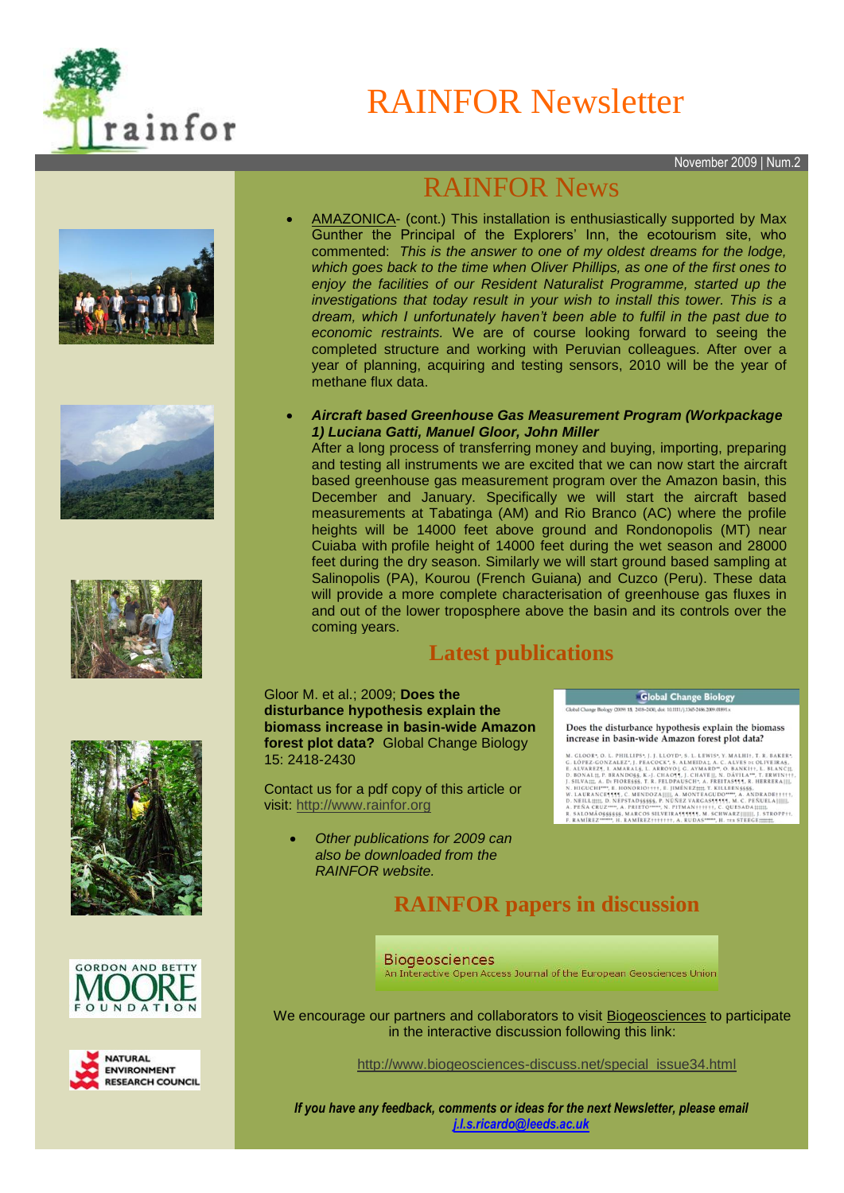# RAINFOR Newsletter

November 2009 | Num.2

## RAINFOR News

- AMAZONICA- (cont.) This installation is enthusiastically supported by Max Gunther the Principal of the Explorers' Inn, the ecotourism site, who commented: *This is the answer to one of my oldest dreams for the lodge, which goes back to the time when Oliver Phillips, as one of the first ones to enjoy the facilities of our Resident Naturalist Programme, started up the investigations that today result in your wish to install this tower. This is a dream, which I unfortunately haven't been able to fulfil in the past due to economic restraints.* We are of course looking forward to seeing the completed structure and working with Peruvian colleagues. After over a year of planning, acquiring and testing sensors, 2010 will be the year of methane flux data.

- ***Aircraft based Greenhouse Gas Measurement Program (Workpackage 1) Luciana Gatti, Manuel Gloor, John Miller***
  After a long process of transferring money and buying, importing, preparing and testing all instruments we are excited that we can now start the aircraft based greenhouse gas measurement program over the Amazon basin, this December and January. Specifically we will start the aircraft based measurements at Tabatinga (AM) and Rio Branco (AC) where the profile heights will be 14000 feet above ground and Rondonopolis (MT) near Cuiaba with profile height of 14000 feet during the wet season and 28000 feet during the dry season. Similarly we will start ground based sampling at Salinopolis (PA), Kourou (French Guiana) and Cuzco (Peru). These data will provide a more complete characterisation of greenhouse gas fluxes in and out of the lower troposphere above the basin and its controls over the coming years.

## Latest publications

Gloor M. et al.; 2009; **Does the disturbance hypothesis explain the biomass increase in basin-wide Amazon forest plot data?** Global Change Biology 15: 2418-2430

Contact us for a pdf copy of this article or visit: http://www.rainfor.org

- *Other publications for 2009 can also be downloaded from the RAINFOR website.*

## RAINFOR papers in discussion

Biogeosciences
An Interactive Open Access Journal of the European Geosciences Union

We encourage our partners and collaborators to visit Biogeosciences to participate in the interactive discussion following this link:

http://www.biogeosciences-discuss.net/special_issue34.html

***If you have any feedback, comments or ideas for the next Newsletter, please email j.l.s.ricardo@leeds.ac.uk***